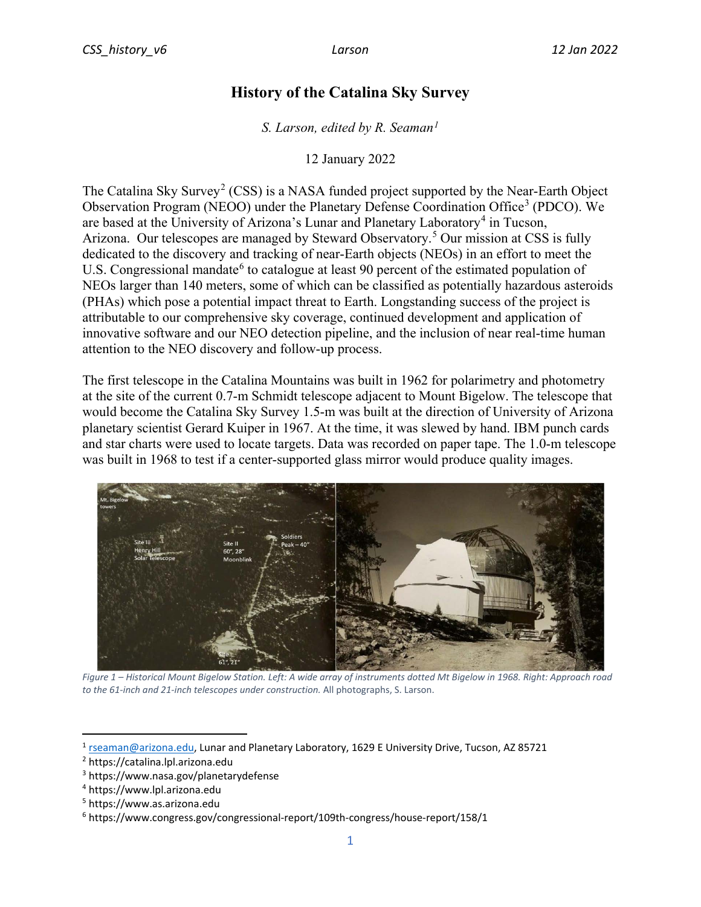# History of the Catalina Sky Survey

*S. Larson, edited by R. Seaman[1]*

12 January 2022

The Catalina Sky Survey[2] (CSS) is a NASA funded project supported by the Near-Earth Object Observation Program (NEOO) under the Planetary Defense Coordination Office[3] (PDCO). We are based at the University of Arizona's Lunar and Planetary Laboratory[4] in Tucson, Arizona. Our telescopes are managed by Steward Observatory.[5] Our mission at CSS is fully dedicated to the discovery and tracking of near-Earth objects (NEOs) in an effort to meet the U.S. Congressional mandate[6] to catalogue at least 90 percent of the estimated population of NEOs larger than 140 meters, some of which can be classified as potentially hazardous asteroids (PHAs) which pose a potential impact threat to Earth. Longstanding success of the project is attributable to our comprehensive sky coverage, continued development and application of innovative software and our NEO detection pipeline, and the inclusion of near real-time human attention to the NEO discovery and follow-up process.

The first telescope in the Catalina Mountains was built in 1962 for polarimetry and photometry at the site of the current 0.7-m Schmidt telescope adjacent to Mount Bigelow. The telescope that would become the Catalina Sky Survey 1.5-m was built at the direction of University of Arizona planetary scientist Gerard Kuiper in 1967. At the time, it was slewed by hand. IBM punch cards and star charts were used to locate targets. Data was recorded on paper tape. The 1.0-m telescope was built in 1968 to test if a center-supported glass mirror would produce quality images.

*Figure 1 – Historical Mount Bigelow Station. Left: A wide array of instruments dotted Mt Bigelow in 1968. Right: Approach road to the 61-inch and 21-inch telescopes under construction.* All photographs, S. Larson.

---

[1] rseaman@arizona.edu, Lunar and Planetary Laboratory, 1629 E University Drive, Tucson, AZ 85721

[2] https://catalina.lpl.arizona.edu

[3] https://www.nasa.gov/planetarydefense

[4] https://www.lpl.arizona.edu

[5] https://www.as.arizona.edu

[6] https://www.congress.gov/congressional-report/109th-congress/house-report/158/1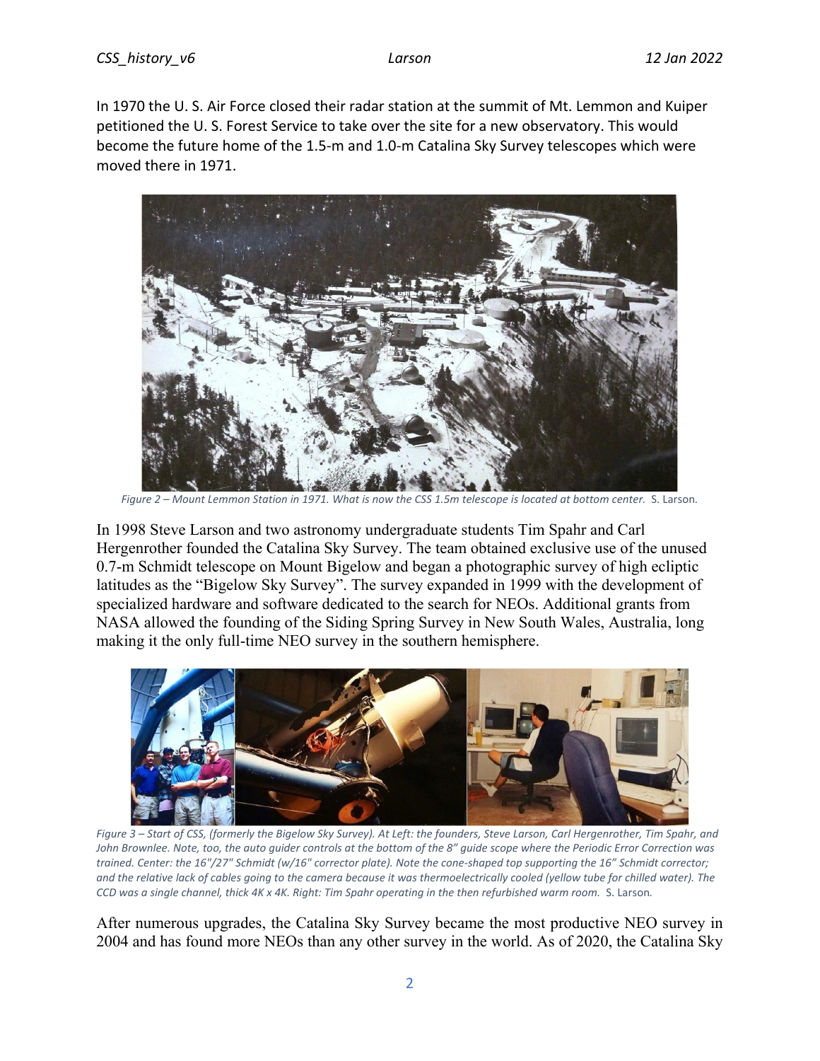In 1970 the U. S. Air Force closed their radar station at the summit of Mt. Lemmon and Kuiper petitioned the U. S. Forest Service to take over the site for a new observatory. This would become the future home of the 1.5-m and 1.0-m Catalina Sky Survey telescopes which were moved there in 1971.

*Figure 2 – Mount Lemmon Station in 1971. What is now the CSS 1.5m telescope is located at bottom center.* S. Larson.

In 1998 Steve Larson and two astronomy undergraduate students Tim Spahr and Carl Hergenrother founded the Catalina Sky Survey. The team obtained exclusive use of the unused 0.7-m Schmidt telescope on Mount Bigelow and began a photographic survey of high ecliptic latitudes as the "Bigelow Sky Survey". The survey expanded in 1999 with the development of specialized hardware and software dedicated to the search for NEOs. Additional grants from NASA allowed the founding of the Siding Spring Survey in New South Wales, Australia, long making it the only full-time NEO survey in the southern hemisphere.

*Figure 3 – Start of CSS, (formerly the Bigelow Sky Survey). At Left: the founders, Steve Larson, Carl Hergenrother, Tim Spahr, and John Brownlee. Note, too, the auto guider controls at the bottom of the 8" guide scope where the Periodic Error Correction was trained. Center: the 16"/27" Schmidt (w/16" corrector plate). Note the cone-shaped top supporting the 16" Schmidt corrector; and the relative lack of cables going to the camera because it was thermoelectrically cooled (yellow tube for chilled water). The CCD was a single channel, thick 4K x 4K. Right: Tim Spahr operating in the then refurbished warm room.* S. Larson.

After numerous upgrades, the Catalina Sky Survey became the most productive NEO survey in 2004 and has found more NEOs than any other survey in the world. As of 2020, the Catalina Sky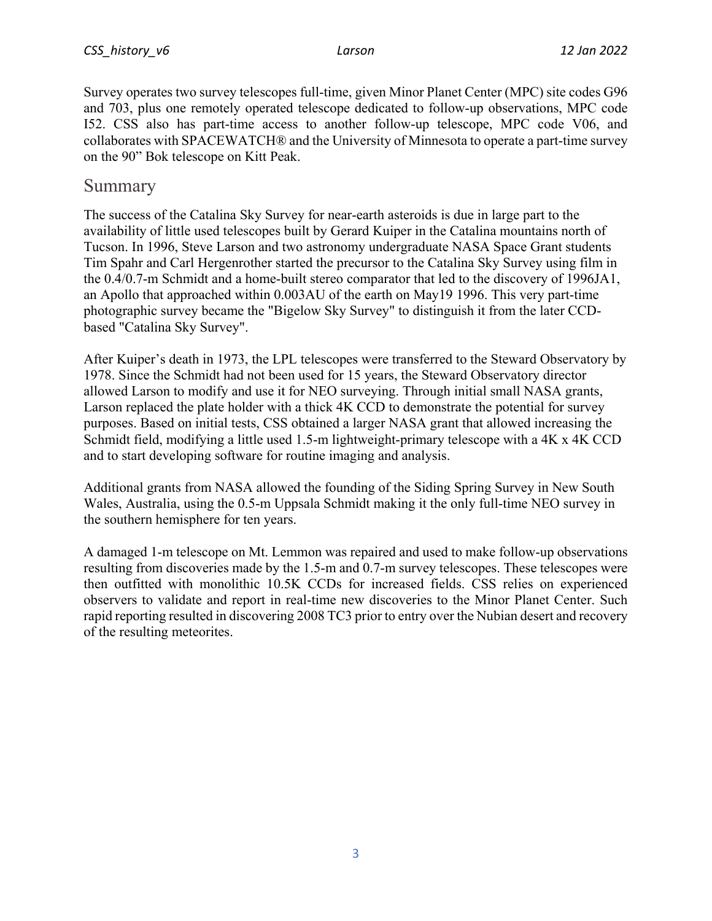Survey operates two survey telescopes full-time, given Minor Planet Center (MPC) site codes G96 and 703, plus one remotely operated telescope dedicated to follow-up observations, MPC code I52. CSS also has part-time access to another follow-up telescope, MPC code V06, and collaborates with SPACEWATCH® and the University of Minnesota to operate a part-time survey on the 90" Bok telescope on Kitt Peak.

## Summary

The success of the Catalina Sky Survey for near-earth asteroids is due in large part to the availability of little used telescopes built by Gerard Kuiper in the Catalina mountains north of Tucson. In 1996, Steve Larson and two astronomy undergraduate NASA Space Grant students Tim Spahr and Carl Hergenrother started the precursor to the Catalina Sky Survey using film in the 0.4/0.7-m Schmidt and a home-built stereo comparator that led to the discovery of 1996JA1, an Apollo that approached within 0.003AU of the earth on May19 1996. This very part-time photographic survey became the "Bigelow Sky Survey" to distinguish it from the later CCD-based "Catalina Sky Survey".

After Kuiper's death in 1973, the LPL telescopes were transferred to the Steward Observatory by 1978. Since the Schmidt had not been used for 15 years, the Steward Observatory director allowed Larson to modify and use it for NEO surveying. Through initial small NASA grants, Larson replaced the plate holder with a thick 4K CCD to demonstrate the potential for survey purposes. Based on initial tests, CSS obtained a larger NASA grant that allowed increasing the Schmidt field, modifying a little used 1.5-m lightweight-primary telescope with a 4K x 4K CCD and to start developing software for routine imaging and analysis.

Additional grants from NASA allowed the founding of the Siding Spring Survey in New South Wales, Australia, using the 0.5-m Uppsala Schmidt making it the only full-time NEO survey in the southern hemisphere for ten years.

A damaged 1-m telescope on Mt. Lemmon was repaired and used to make follow-up observations resulting from discoveries made by the 1.5-m and 0.7-m survey telescopes. These telescopes were then outfitted with monolithic 10.5K CCDs for increased fields. CSS relies on experienced observers to validate and report in real-time new discoveries to the Minor Planet Center. Such rapid reporting resulted in discovering 2008 TC3 prior to entry over the Nubian desert and recovery of the resulting meteorites.